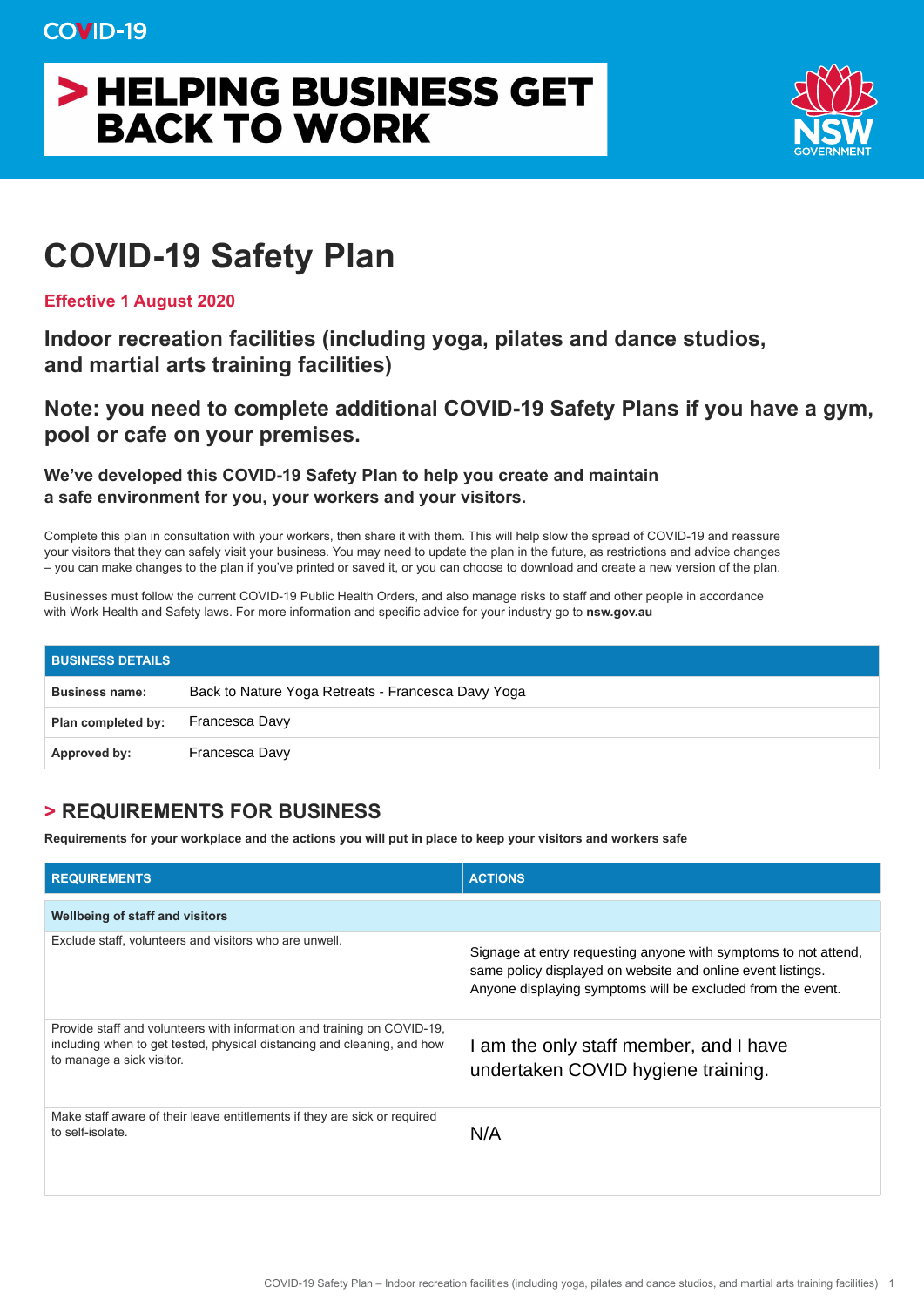COVID-19

# HELPING BUSINESS GET BACK TO WORK

# COVID-19 Safety Plan

**Effective 1 August 2020**

## Indoor recreation facilities (including yoga, pilates and dance studios, and martial arts training facilities)

## Note: you need to complete additional COVID-19 Safety Plans if you have a gym, pool or cafe on your premises.

### We've developed this COVID-19 Safety Plan to help you create and maintain a safe environment for you, your workers and your visitors.

Complete this plan in consultation with your workers, then share it with them. This will help slow the spread of COVID-19 and reassure your visitors that they can safely visit your business. You may need to update the plan in the future, as restrictions and advice changes – you can make changes to the plan if you've printed or saved it, or you can choose to download and create a new version of the plan.

Businesses must follow the current COVID-19 Public Health Orders, and also manage risks to staff and other people in accordance with Work Health and Safety laws. For more information and specific advice for your industry go to **nsw.gov.au**

| BUSINESS DETAILS | |
|---|---|
| **Business name:** | Back to Nature Yoga Retreats - Francesca Davy Yoga |
| **Plan completed by:** | Francesca Davy |
| **Approved by:** | Francesca Davy |

## > REQUIREMENTS FOR BUSINESS

**Requirements for your workplace and the actions you will put in place to keep your visitors and workers safe**

| REQUIREMENTS | ACTIONS |
|---|---|
| **Wellbeing of staff and visitors** | |
| Exclude staff, volunteers and visitors who are unwell. | Signage at entry requesting anyone with symptoms to not attend, same policy displayed on website and online event listings. Anyone displaying symptoms will be excluded from the event. |
| Provide staff and volunteers with information and training on COVID-19, including when to get tested, physical distancing and cleaning, and how to manage a sick visitor. | I am the only staff member, and I have undertaken COVID hygiene training. |
| Make staff aware of their leave entitlements if they are sick or required to self-isolate. | N/A |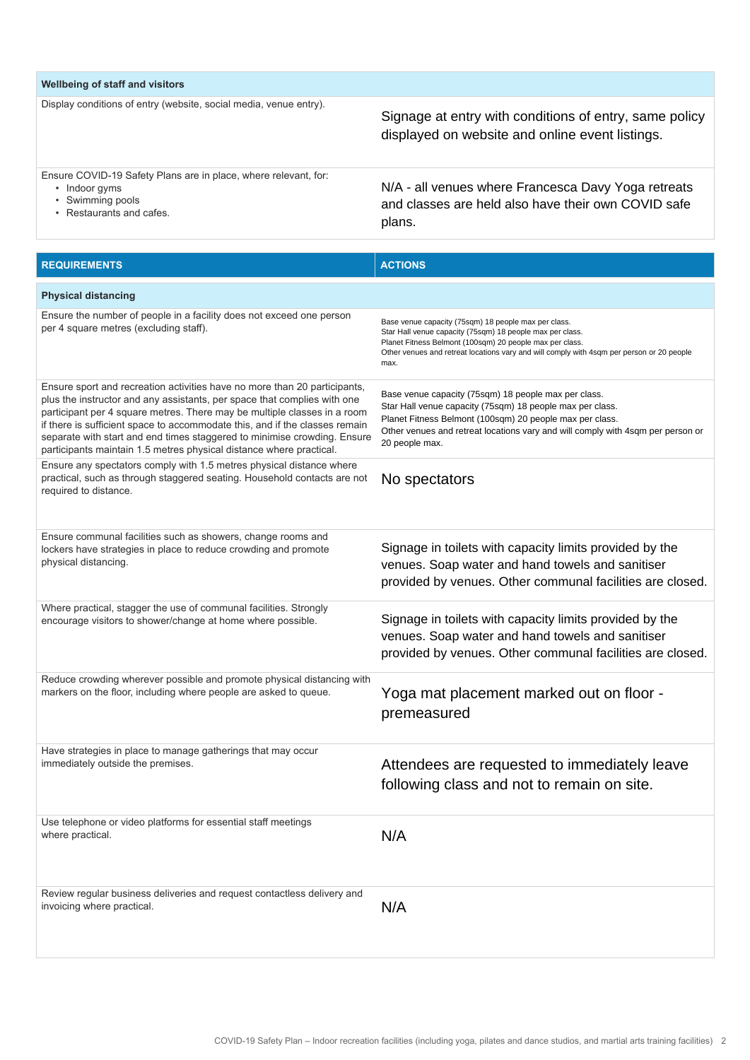| Wellbeing of staff and visitors | |
|---|---|
| Display conditions of entry (website, social media, venue entry). | Signage at entry with conditions of entry, same policy displayed on website and online event listings. |
| Ensure COVID-19 Safety Plans are in place, where relevant, for:<br>• Indoor gyms<br>• Swimming pools<br>• Restaurants and cafes. | N/A - all venues where Francesca Davy Yoga retreats and classes are held also have their own COVID safe plans. |

| REQUIREMENTS | ACTIONS |
|---|---|
| **Physical distancing** | |
| Ensure the number of people in a facility does not exceed one person per 4 square metres (excluding staff). | Base venue capacity (75sqm) 18 people max per class.<br>Star Hall venue capacity (75sqm) 18 people max per class.<br>Planet Fitness Belmont (100sqm) 20 people max per class.<br>Other venues and retreat locations vary and will comply with 4sqm per person or 20 people max. |
| Ensure sport and recreation activities have no more than 20 participants, plus the instructor and any assistants, per space that complies with one participant per 4 square metres. There may be multiple classes in a room if there is sufficient space to accommodate this, and if the classes remain separate with start and end times staggered to minimise crowding. Ensure participants maintain 1.5 metres physical distance where practical. | Base venue capacity (75sqm) 18 people max per class.<br>Star Hall venue capacity (75sqm) 18 people max per class.<br>Planet Fitness Belmont (100sqm) 20 people max per class.<br>Other venues and retreat locations vary and will comply with 4sqm per person or 20 people max. |
| Ensure any spectators comply with 1.5 metres physical distance where practical, such as through staggered seating. Household contacts are not required to distance. | No spectators |
| Ensure communal facilities such as showers, change rooms and lockers have strategies in place to reduce crowding and promote physical distancing. | Signage in toilets with capacity limits provided by the venues. Soap water and hand towels and sanitiser provided by venues. Other communal facilities are closed. |
| Where practical, stagger the use of communal facilities. Strongly encourage visitors to shower/change at home where possible. | Signage in toilets with capacity limits provided by the venues. Soap water and hand towels and sanitiser provided by venues. Other communal facilities are closed. |
| Reduce crowding wherever possible and promote physical distancing with markers on the floor, including where people are asked to queue. | Yoga mat placement marked out on floor - premeasured |
| Have strategies in place to manage gatherings that may occur immediately outside the premises. | Attendees are requested to immediately leave following class and not to remain on site. |
| Use telephone or video platforms for essential staff meetings where practical. | N/A |
| Review regular business deliveries and request contactless delivery and invoicing where practical. | N/A |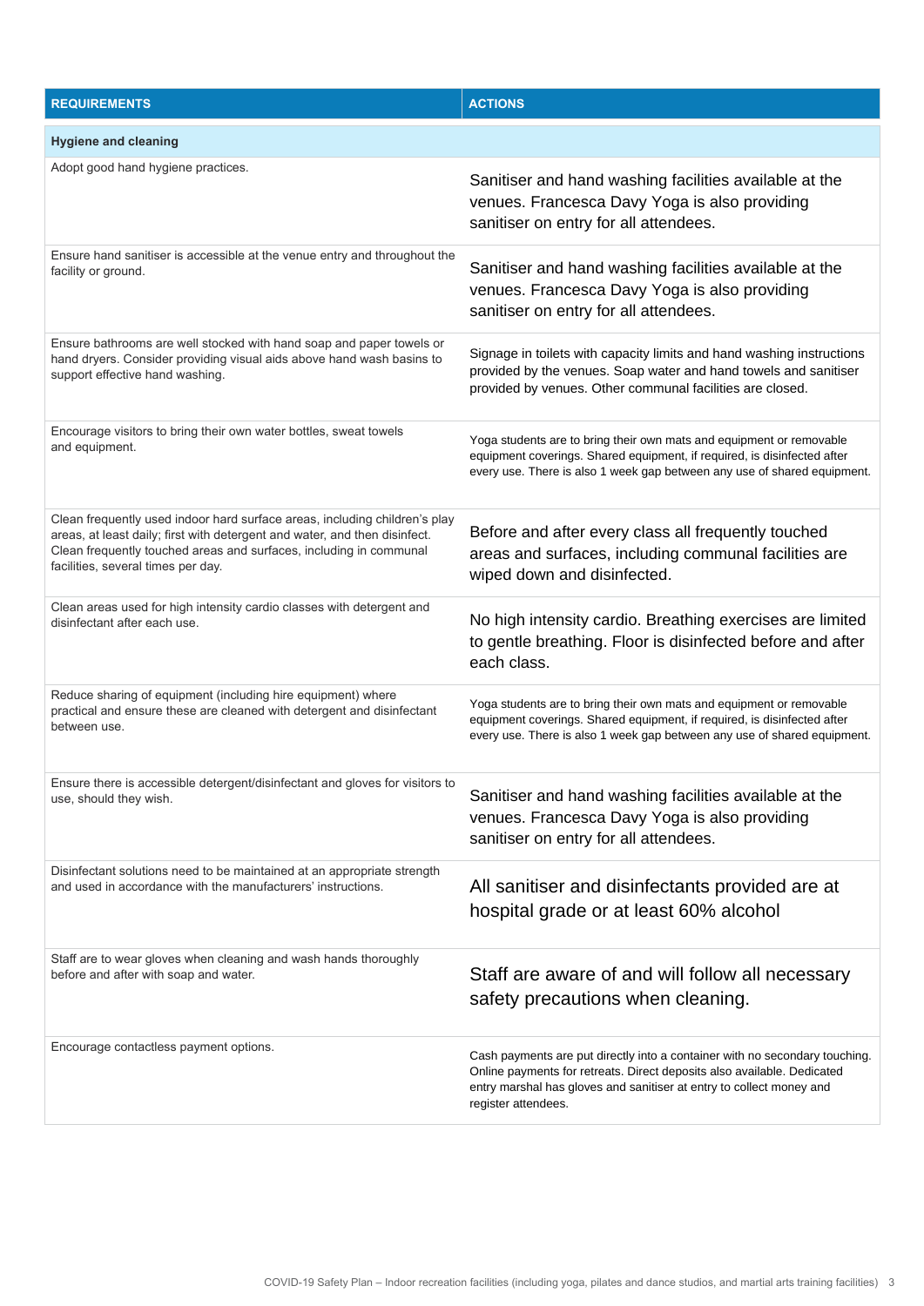| REQUIREMENTS | ACTIONS |
| --- | --- |
| **Hygiene and cleaning** | |
| Adopt good hand hygiene practices. | Sanitiser and hand washing facilities available at the venues. Francesca Davy Yoga is also providing sanitiser on entry for all attendees. |
| Ensure hand sanitiser is accessible at the venue entry and throughout the facility or ground. | Sanitiser and hand washing facilities available at the venues. Francesca Davy Yoga is also providing sanitiser on entry for all attendees. |
| Ensure bathrooms are well stocked with hand soap and paper towels or hand dryers. Consider providing visual aids above hand wash basins to support effective hand washing. | Signage in toilets with capacity limits and hand washing instructions provided by the venues. Soap water and hand towels and sanitiser provided by venues. Other communal facilities are closed. |
| Encourage visitors to bring their own water bottles, sweat towels and equipment. | Yoga students are to bring their own mats and equipment or removable equipment coverings. Shared equipment, if required, is disinfected after every use. There is also 1 week gap between any use of shared equipment. |
| Clean frequently used indoor hard surface areas, including children's play areas, at least daily; first with detergent and water, and then disinfect. Clean frequently touched areas and surfaces, including in communal facilities, several times per day. | Before and after every class all frequently touched areas and surfaces, including communal facilities are wiped down and disinfected. |
| Clean areas used for high intensity cardio classes with detergent and disinfectant after each use. | No high intensity cardio. Breathing exercises are limited to gentle breathing. Floor is disinfected before and after each class. |
| Reduce sharing of equipment (including hire equipment) where practical and ensure these are cleaned with detergent and disinfectant between use. | Yoga students are to bring their own mats and equipment or removable equipment coverings. Shared equipment, if required, is disinfected after every use. There is also 1 week gap between any use of shared equipment. |
| Ensure there is accessible detergent/disinfectant and gloves for visitors to use, should they wish. | Sanitiser and hand washing facilities available at the venues. Francesca Davy Yoga is also providing sanitiser on entry for all attendees. |
| Disinfectant solutions need to be maintained at an appropriate strength and used in accordance with the manufacturers' instructions. | All sanitiser and disinfectants provided are at hospital grade or at least 60% alcohol |
| Staff are to wear gloves when cleaning and wash hands thoroughly before and after with soap and water. | Staff are aware of and will follow all necessary safety precautions when cleaning. |
| Encourage contactless payment options. | Cash payments are put directly into a container with no secondary touching. Online payments for retreats. Direct deposits also available. Dedicated entry marshal has gloves and sanitiser at entry to collect money and register attendees. |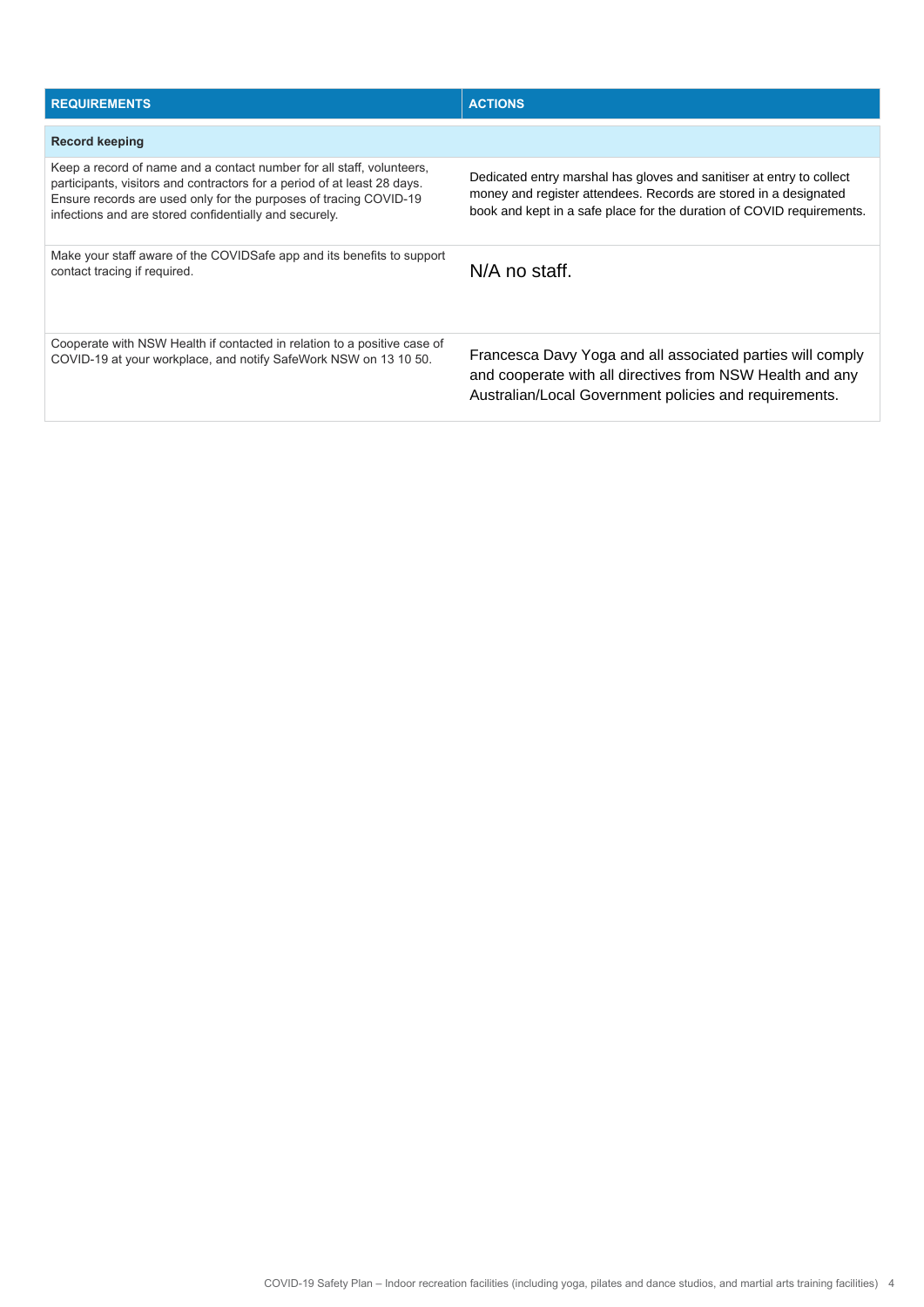| REQUIREMENTS | ACTIONS |
| --- | --- |
| **Record keeping** | |
| Keep a record of name and a contact number for all staff, volunteers, participants, visitors and contractors for a period of at least 28 days. Ensure records are used only for the purposes of tracing COVID-19 infections and are stored confidentially and securely. | Dedicated entry marshal has gloves and sanitiser at entry to collect money and register attendees. Records are stored in a designated book and kept in a safe place for the duration of COVID requirements. |
| Make your staff aware of the COVIDSafe app and its benefits to support contact tracing if required. | N/A no staff. |
| Cooperate with NSW Health if contacted in relation to a positive case of COVID-19 at your workplace, and notify SafeWork NSW on 13 10 50. | Francesca Davy Yoga and all associated parties will comply and cooperate with all directives from NSW Health and any Australian/Local Government policies and requirements. |